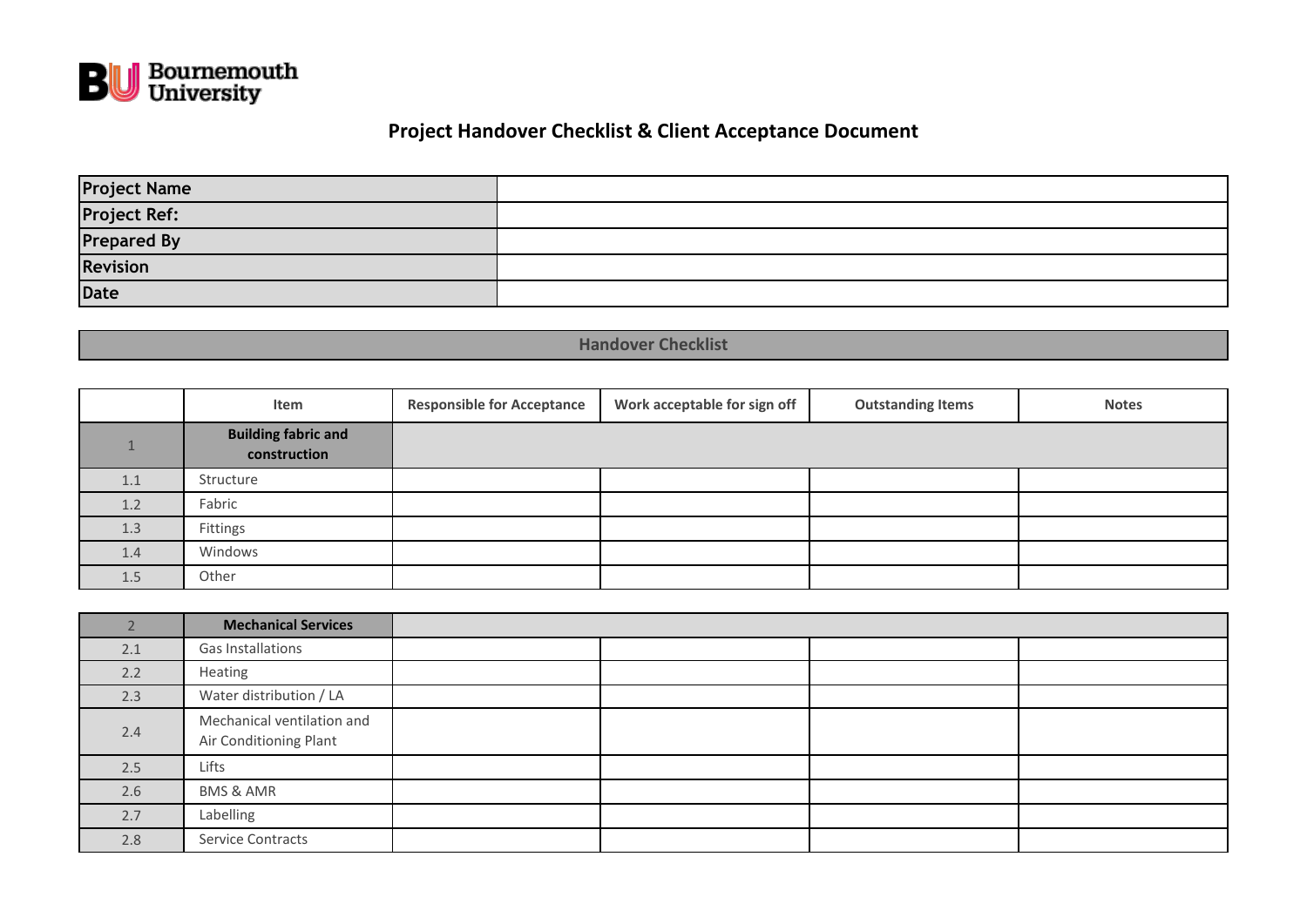Bournemouth University

# Project Handover Checklist & Client Acceptance Document

| Project Name | |
|---|---|
| Project Ref: | |
| Prepared By | |
| Revision | |
| Date | |

## Handover Checklist

| | Item | Responsible for Acceptance | Work acceptable for sign off | Outstanding Items | Notes |
|---|---|---|---|---|---|
| 1 | **Building fabric and construction** | | | | |
| 1.1 | Structure | | | | |
| 1.2 | Fabric | | | | |
| 1.3 | Fittings | | | | |
| 1.4 | Windows | | | | |
| 1.5 | Other | | | | |
| 2 | **Mechanical Services** | | | | |
| 2.1 | Gas Installations | | | | |
| 2.2 | Heating | | | | |
| 2.3 | Water distribution / LA | | | | |
| 2.4 | Mechanical ventilation and Air Conditioning Plant | | | | |
| 2.5 | Lifts | | | | |
| 2.6 | BMS & AMR | | | | |
| 2.7 | Labelling | | | | |
| 2.8 | Service Contracts | | | | |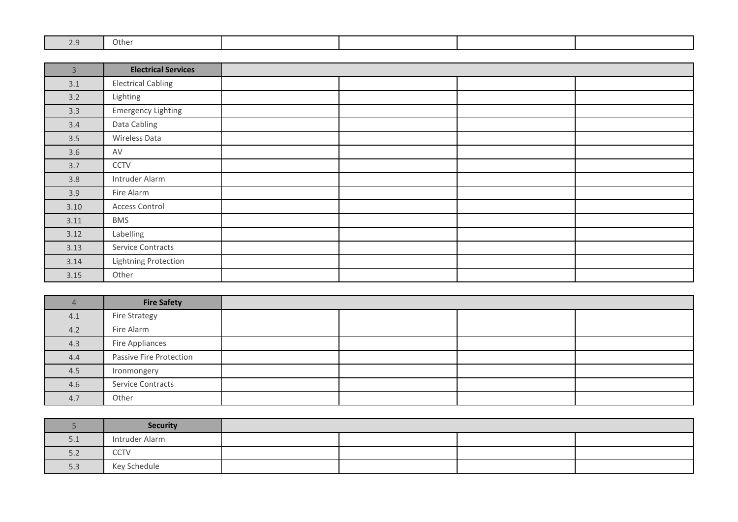| 2.9 | Other | | | | |
|---|---|---|---|---|---|

| 3 | **Electrical Services** | | | | |
|---|---|---|---|---|---|
| 3.1 | Electrical Cabling | | | | |
| 3.2 | Lighting | | | | |
| 3.3 | Emergency Lighting | | | | |
| 3.4 | Data Cabling | | | | |
| 3.5 | Wireless Data | | | | |
| 3.6 | AV | | | | |
| 3.7 | CCTV | | | | |
| 3.8 | Intruder Alarm | | | | |
| 3.9 | Fire Alarm | | | | |
| 3.10 | Access Control | | | | |
| 3.11 | BMS | | | | |
| 3.12 | Labelling | | | | |
| 3.13 | Service Contracts | | | | |
| 3.14 | Lightning Protection | | | | |
| 3.15 | Other | | | | |

| 4 | **Fire Safety** | | | | |
|---|---|---|---|---|---|
| 4.1 | Fire Strategy | | | | |
| 4.2 | Fire Alarm | | | | |
| 4.3 | Fire Appliances | | | | |
| 4.4 | Passive Fire Protection | | | | |
| 4.5 | Ironmongery | | | | |
| 4.6 | Service Contracts | | | | |
| 4.7 | Other | | | | |

| 5 | **Security** | | | | |
|---|---|---|---|---|---|
| 5.1 | Intruder Alarm | | | | |
| 5.2 | CCTV | | | | |
| 5.3 | Key Schedule | | | | |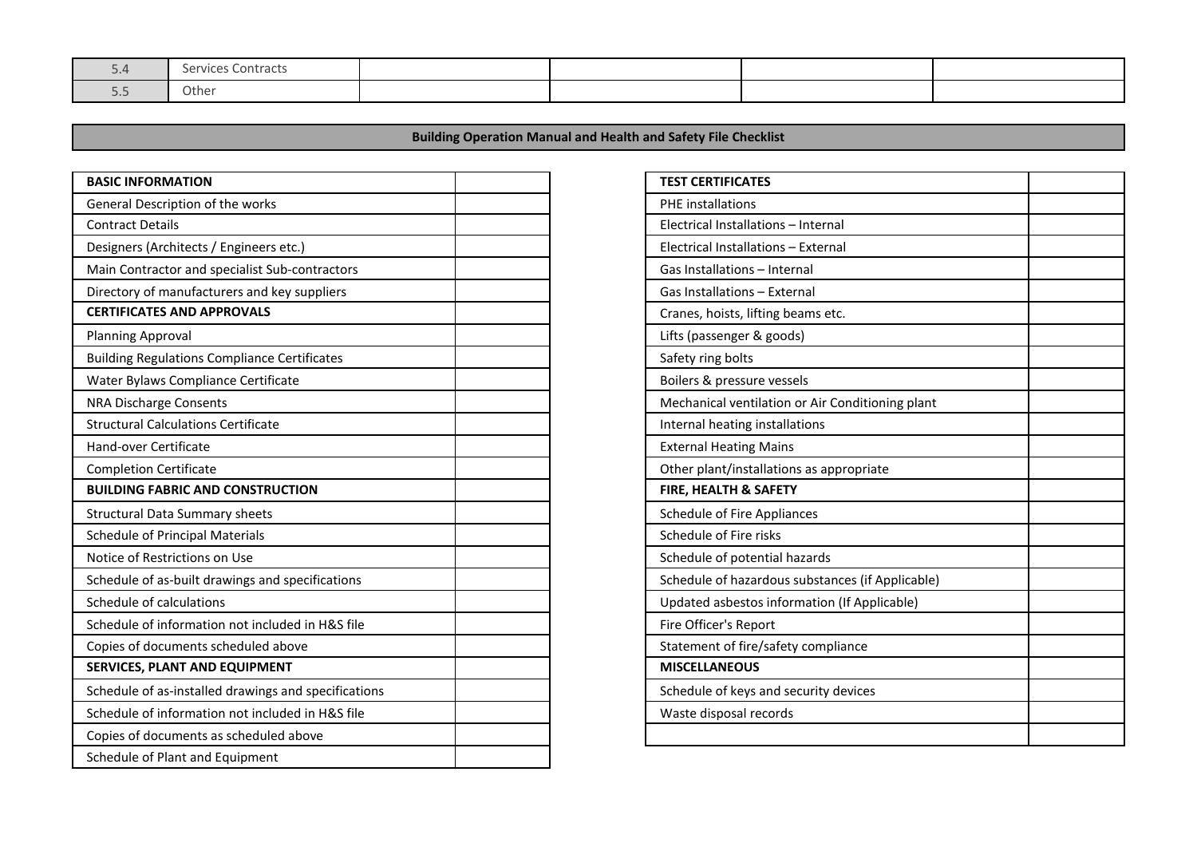| 5.4 | Services Contracts | | | | |
|---|---|---|---|---|---|
| 5.5 | Other | | | | |

## Building Operation Manual and Health and Safety File Checklist

| BASIC INFORMATION | |
|---|---|
| General Description of the works | |
| Contract Details | |
| Designers (Architects / Engineers etc.) | |
| Main Contractor and specialist Sub-contractors | |
| Directory of manufacturers and key suppliers | |
| **CERTIFICATES AND APPROVALS** | |
| Planning Approval | |
| Building Regulations Compliance Certificates | |
| Water Bylaws Compliance Certificate | |
| NRA Discharge Consents | |
| Structural Calculations Certificate | |
| Hand-over Certificate | |
| Completion Certificate | |
| **BUILDING FABRIC AND CONSTRUCTION** | |
| Structural Data Summary sheets | |
| Schedule of Principal Materials | |
| Notice of Restrictions on Use | |
| Schedule of as-built drawings and specifications | |
| Schedule of calculations | |
| Schedule of information not included in H&S file | |
| Copies of documents scheduled above | |
| **SERVICES, PLANT AND EQUIPMENT** | |
| Schedule of as-installed drawings and specifications | |
| Schedule of information not included in H&S file | |
| Copies of documents as scheduled above | |
| Schedule of Plant and Equipment | |

| TEST CERTIFICATES | |
|---|---|
| PHE installations | |
| Electrical Installations – Internal | |
| Electrical Installations – External | |
| Gas Installations – Internal | |
| Gas Installations – External | |
| Cranes, hoists, lifting beams etc. | |
| Lifts (passenger & goods) | |
| Safety ring bolts | |
| Boilers & pressure vessels | |
| Mechanical ventilation or Air Conditioning plant | |
| Internal heating installations | |
| External Heating Mains | |
| Other plant/installations as appropriate | |
| **FIRE, HEALTH & SAFETY** | |
| Schedule of Fire Appliances | |
| Schedule of Fire risks | |
| Schedule of potential hazards | |
| Schedule of hazardous substances (if Applicable) | |
| Updated asbestos information (If Applicable) | |
| Fire Officer's Report | |
| Statement of fire/safety compliance | |
| **MISCELLANEOUS** | |
| Schedule of keys and security devices | |
| Waste disposal records | |
| | |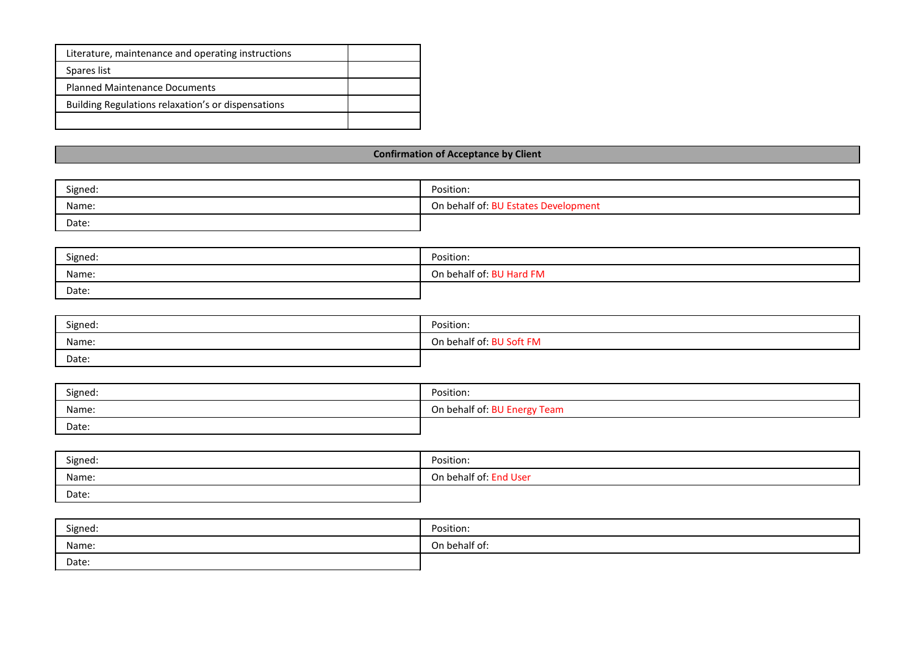| | |
|---|---|
| Literature, maintenance and operating instructions | |
| Spares list | |
| Planned Maintenance Documents | |
| Building Regulations relaxation's or dispensations | |
| | |

**Confirmation of Acceptance by Client**

| | |
|---|---|
| Signed: | Position: |
| Name: | On behalf of: BU Estates Development |
| Date: | |

| | |
|---|---|
| Signed: | Position: |
| Name: | On behalf of: BU Hard FM |
| Date: | |

| | |
|---|---|
| Signed: | Position: |
| Name: | On behalf of: BU Soft FM |
| Date: | |

| | |
|---|---|
| Signed: | Position: |
| Name: | On behalf of: BU Energy Team |
| Date: | |

| | |
|---|---|
| Signed: | Position: |
| Name: | On behalf of: End User |
| Date: | |

| | |
|---|---|
| Signed: | Position: |
| Name: | On behalf of: |
| Date: | |